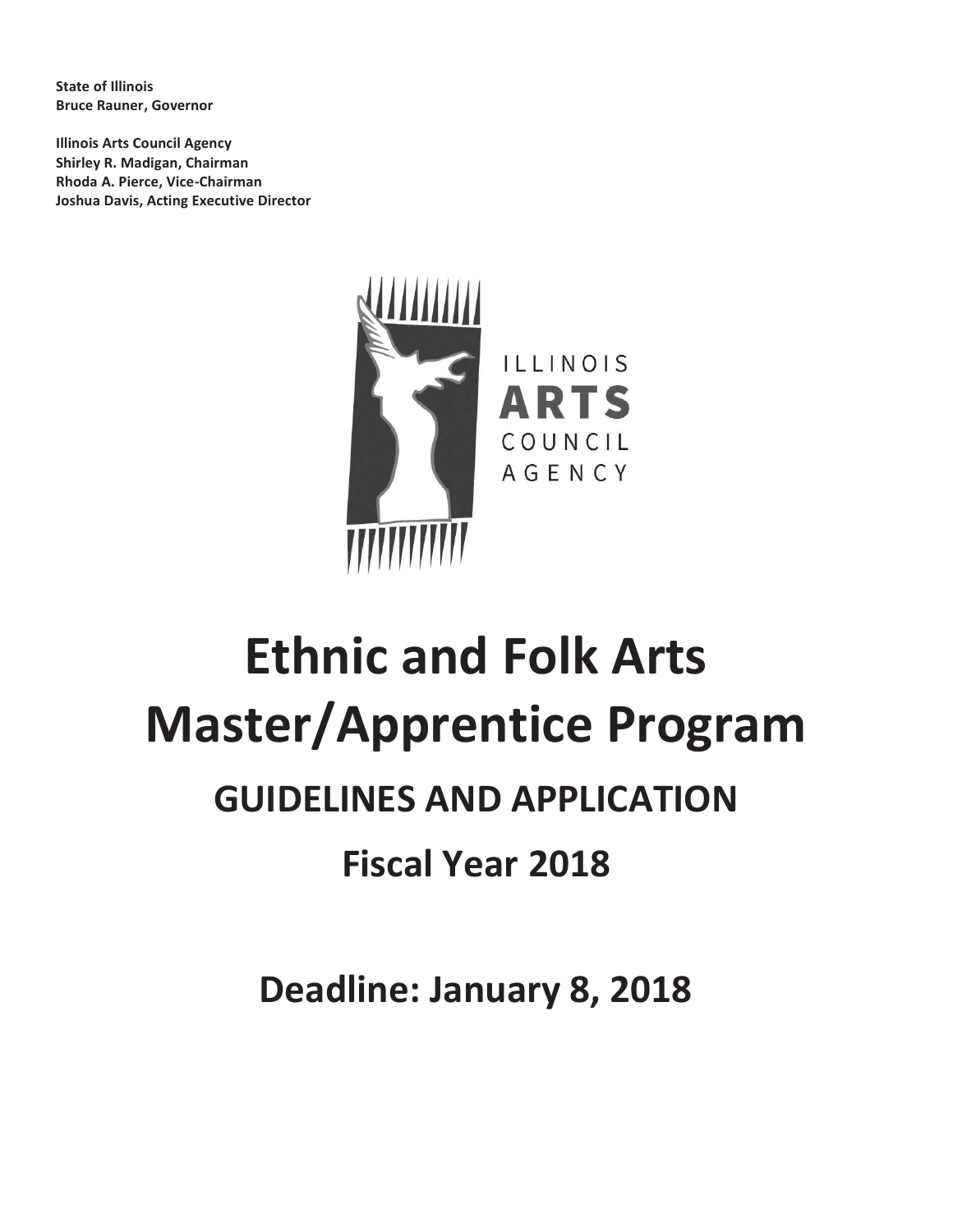**State of Illinois**
**Bruce Rauner, Governor**

**Illinois Arts Council Agency**
**Shirley R. Madigan, Chairman**
**Rhoda A. Pierce, Vice-Chairman**
**Joshua Davis, Acting Executive Director**

ILLINOIS
ARTS
COUNCIL
AGENCY

# Ethnic and Folk Arts Master/Apprentice Program

## GUIDELINES AND APPLICATION

## Fiscal Year 2018

## Deadline: January 8, 2018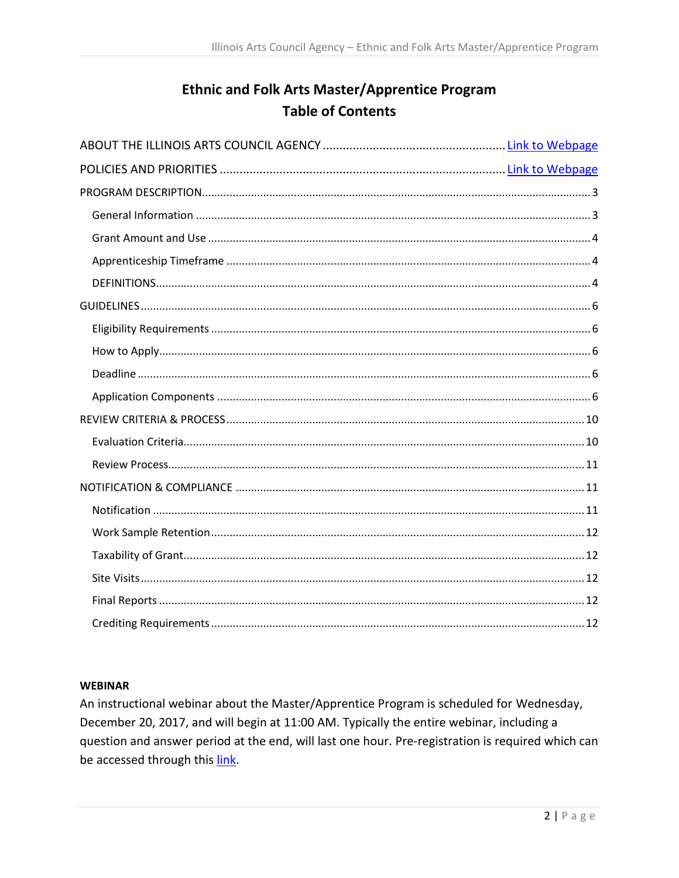# Ethnic and Folk Arts Master/Apprentice Program
# Table of Contents

ABOUT THE ILLINOIS ARTS COUNCIL AGENCY ........................................ Link to Webpage

POLICIES AND PRIORITIES ........................................ Link to Webpage

PROGRAM DESCRIPTION ........................................ 3

- General Information ........................................ 3
- Grant Amount and Use ........................................ 4
- Apprenticeship Timeframe ........................................ 4
- DEFINITIONS ........................................ 4

GUIDELINES ........................................ 6

- Eligibility Requirements ........................................ 6
- How to Apply ........................................ 6
- Deadline ........................................ 6
- Application Components ........................................ 6

REVIEW CRITERIA & PROCESS ........................................ 10

- Evaluation Criteria ........................................ 10
- Review Process ........................................ 11

NOTIFICATION & COMPLIANCE ........................................ 11

- Notification ........................................ 11
- Work Sample Retention ........................................ 12
- Taxability of Grant ........................................ 12
- Site Visits ........................................ 12
- Final Reports ........................................ 12
- Crediting Requirements ........................................ 12

**WEBINAR**

An instructional webinar about the Master/Apprentice Program is scheduled for Wednesday, December 20, 2017, and will begin at 11:00 AM. Typically the entire webinar, including a question and answer period at the end, will last one hour. Pre-registration is required which can be accessed through this link.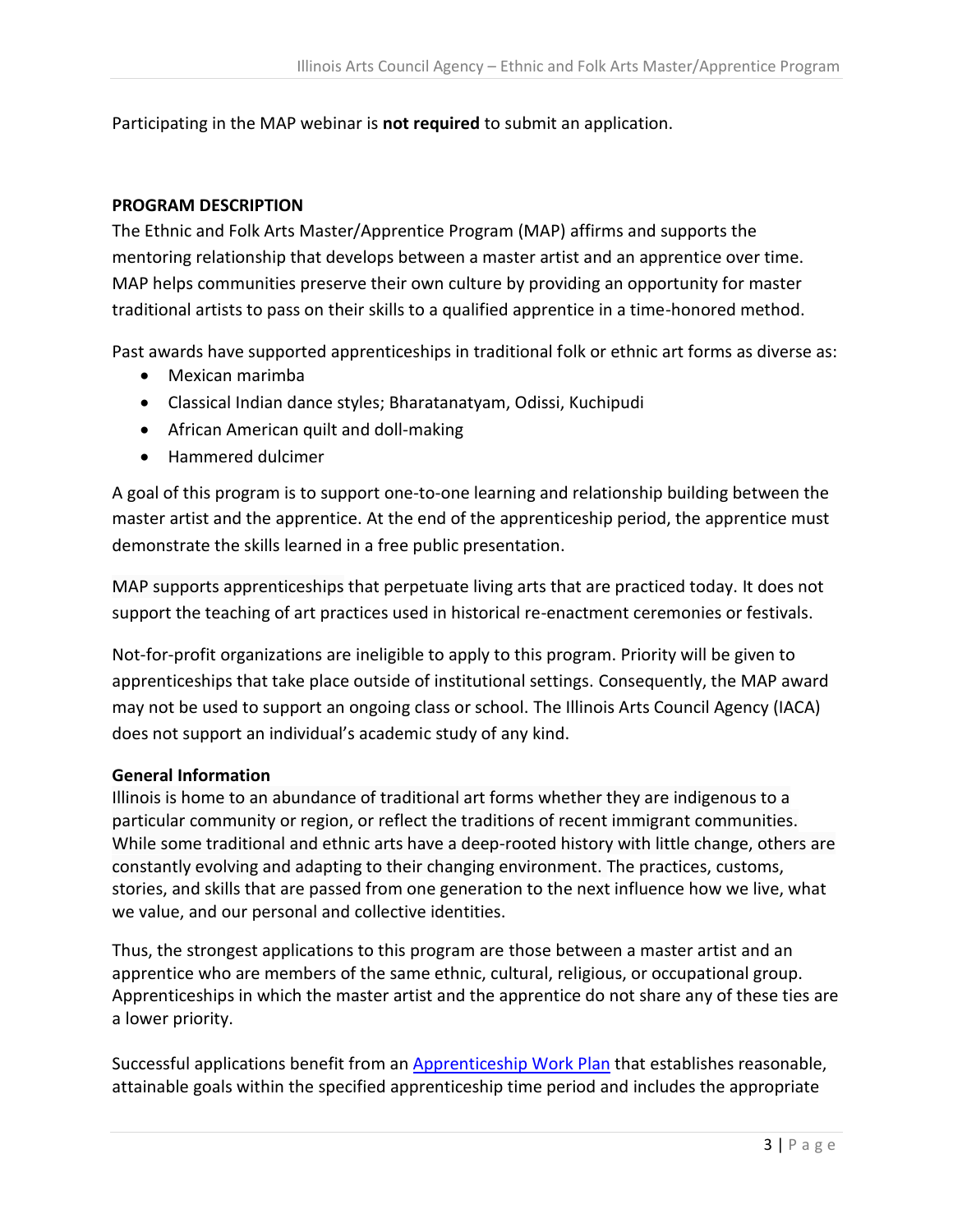Participating in the MAP webinar is **not required** to submit an application.

## PROGRAM DESCRIPTION

The Ethnic and Folk Arts Master/Apprentice Program (MAP) affirms and supports the mentoring relationship that develops between a master artist and an apprentice over time. MAP helps communities preserve their own culture by providing an opportunity for master traditional artists to pass on their skills to a qualified apprentice in a time-honored method.

Past awards have supported apprenticeships in traditional folk or ethnic art forms as diverse as:

- Mexican marimba
- Classical Indian dance styles; Bharatanatyam, Odissi, Kuchipudi
- African American quilt and doll-making
- Hammered dulcimer

A goal of this program is to support one-to-one learning and relationship building between the master artist and the apprentice. At the end of the apprenticeship period, the apprentice must demonstrate the skills learned in a free public presentation.

MAP supports apprenticeships that perpetuate living arts that are practiced today. It does not support the teaching of art practices used in historical re-enactment ceremonies or festivals.

Not-for-profit organizations are ineligible to apply to this program. Priority will be given to apprenticeships that take place outside of institutional settings. Consequently, the MAP award may not be used to support an ongoing class or school. The Illinois Arts Council Agency (IACA) does not support an individual's academic study of any kind.

### General Information

Illinois is home to an abundance of traditional art forms whether they are indigenous to a particular community or region, or reflect the traditions of recent immigrant communities. While some traditional and ethnic arts have a deep-rooted history with little change, others are constantly evolving and adapting to their changing environment. The practices, customs, stories, and skills that are passed from one generation to the next influence how we live, what we value, and our personal and collective identities.

Thus, the strongest applications to this program are those between a master artist and an apprentice who are members of the same ethnic, cultural, religious, or occupational group. Apprenticeships in which the master artist and the apprentice do not share any of these ties are a lower priority.

Successful applications benefit from an Apprenticeship Work Plan that establishes reasonable, attainable goals within the specified apprenticeship time period and includes the appropriate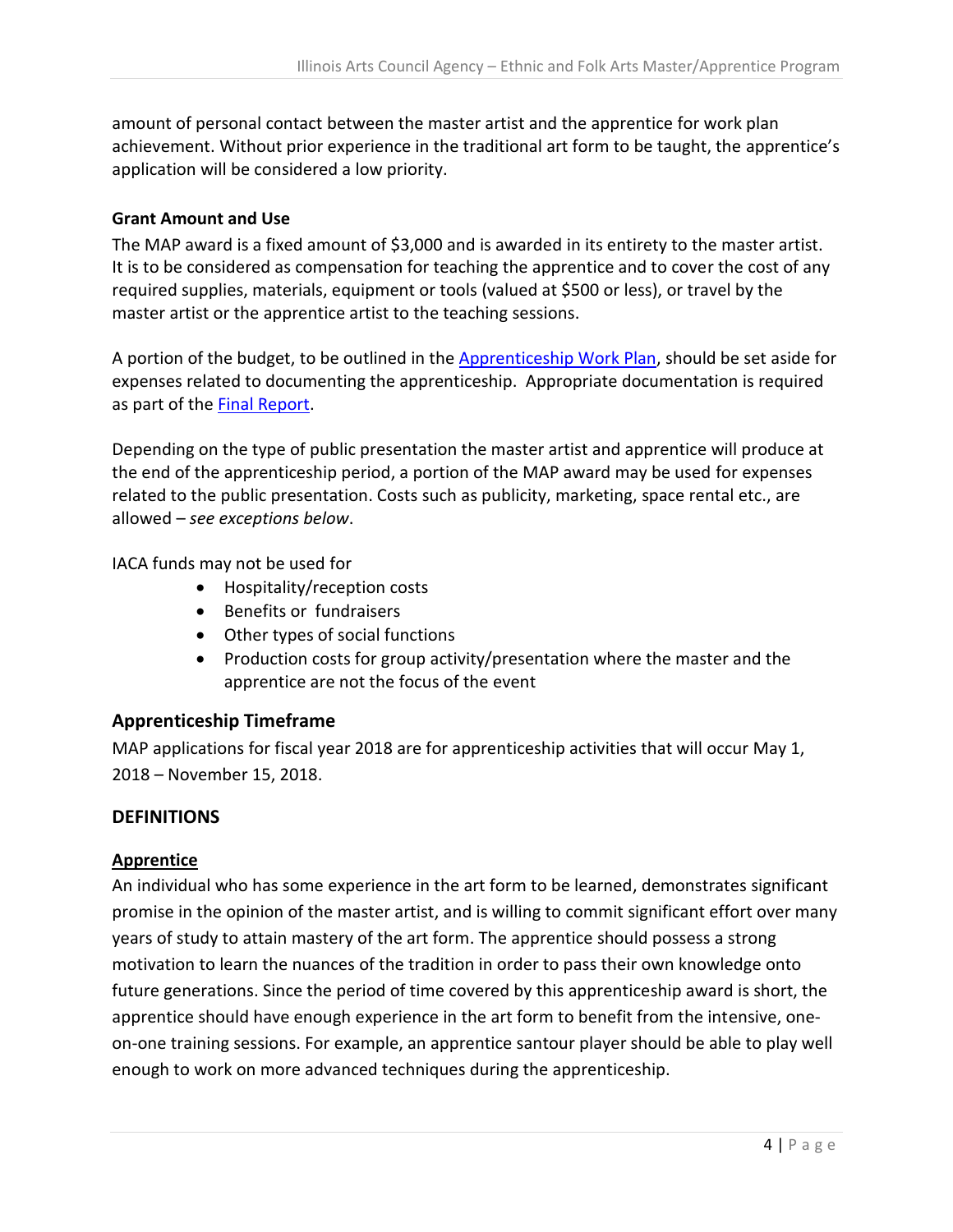amount of personal contact between the master artist and the apprentice for work plan achievement. Without prior experience in the traditional art form to be taught, the apprentice's application will be considered a low priority.

**Grant Amount and Use**

The MAP award is a fixed amount of $3,000 and is awarded in its entirety to the master artist. It is to be considered as compensation for teaching the apprentice and to cover the cost of any required supplies, materials, equipment or tools (valued at $500 or less), or travel by the master artist or the apprentice artist to the teaching sessions.

A portion of the budget, to be outlined in the [Apprenticeship Work Plan](), should be set aside for expenses related to documenting the apprenticeship. Appropriate documentation is required as part of the [Final Report]().

Depending on the type of public presentation the master artist and apprentice will produce at the end of the apprenticeship period, a portion of the MAP award may be used for expenses related to the public presentation. Costs such as publicity, marketing, space rental etc., are allowed – *see exceptions below*.

IACA funds may not be used for

- Hospitality/reception costs
- Benefits or fundraisers
- Other types of social functions
- Production costs for group activity/presentation where the master and the apprentice are not the focus of the event

## Apprenticeship Timeframe

MAP applications for fiscal year 2018 are for apprenticeship activities that will occur May 1, 2018 – November 15, 2018.

## DEFINITIONS

### Apprentice

An individual who has some experience in the art form to be learned, demonstrates significant promise in the opinion of the master artist, and is willing to commit significant effort over many years of study to attain mastery of the art form. The apprentice should possess a strong motivation to learn the nuances of the tradition in order to pass their own knowledge onto future generations. Since the period of time covered by this apprenticeship award is short, the apprentice should have enough experience in the art form to benefit from the intensive, one-on-one training sessions. For example, an apprentice santour player should be able to play well enough to work on more advanced techniques during the apprenticeship.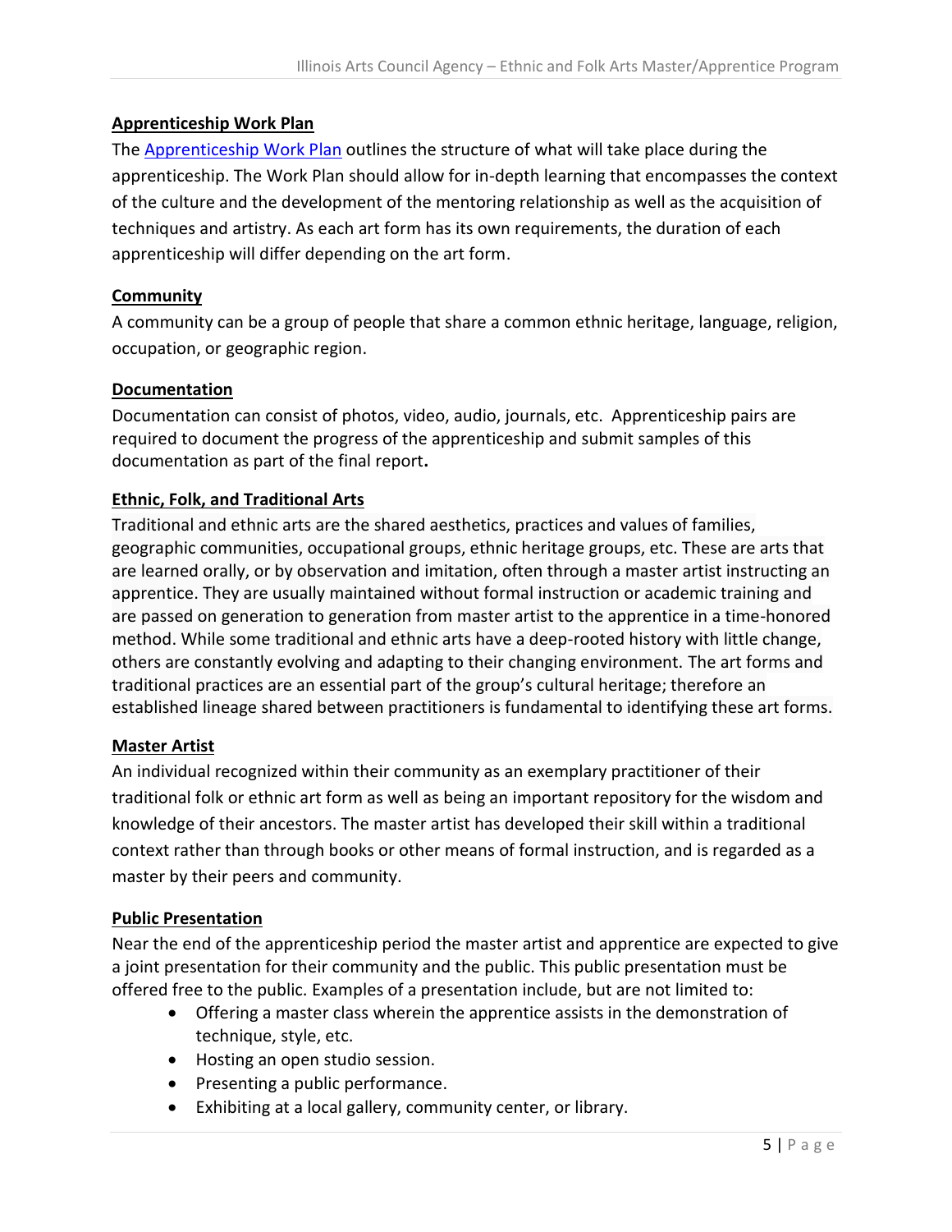**Apprenticeship Work Plan**

The Apprenticeship Work Plan outlines the structure of what will take place during the apprenticeship. The Work Plan should allow for in-depth learning that encompasses the context of the culture and the development of the mentoring relationship as well as the acquisition of techniques and artistry. As each art form has its own requirements, the duration of each apprenticeship will differ depending on the art form.

**Community**

A community can be a group of people that share a common ethnic heritage, language, religion, occupation, or geographic region.

**Documentation**

Documentation can consist of photos, video, audio, journals, etc. Apprenticeship pairs are required to document the progress of the apprenticeship and submit samples of this documentation as part of the final report**.**

**Ethnic, Folk, and Traditional Arts**

Traditional and ethnic arts are the shared aesthetics, practices and values of families, geographic communities, occupational groups, ethnic heritage groups, etc. These are arts that are learned orally, or by observation and imitation, often through a master artist instructing an apprentice. They are usually maintained without formal instruction or academic training and are passed on generation to generation from master artist to the apprentice in a time-honored method. While some traditional and ethnic arts have a deep-rooted history with little change, others are constantly evolving and adapting to their changing environment. The art forms and traditional practices are an essential part of the group's cultural heritage; therefore an established lineage shared between practitioners is fundamental to identifying these art forms.

**Master Artist**

An individual recognized within their community as an exemplary practitioner of their traditional folk or ethnic art form as well as being an important repository for the wisdom and knowledge of their ancestors. The master artist has developed their skill within a traditional context rather than through books or other means of formal instruction, and is regarded as a master by their peers and community.

**Public Presentation**

Near the end of the apprenticeship period the master artist and apprentice are expected to give a joint presentation for their community and the public. This public presentation must be offered free to the public. Examples of a presentation include, but are not limited to:

- Offering a master class wherein the apprentice assists in the demonstration of technique, style, etc.
- Hosting an open studio session.
- Presenting a public performance.
- Exhibiting at a local gallery, community center, or library.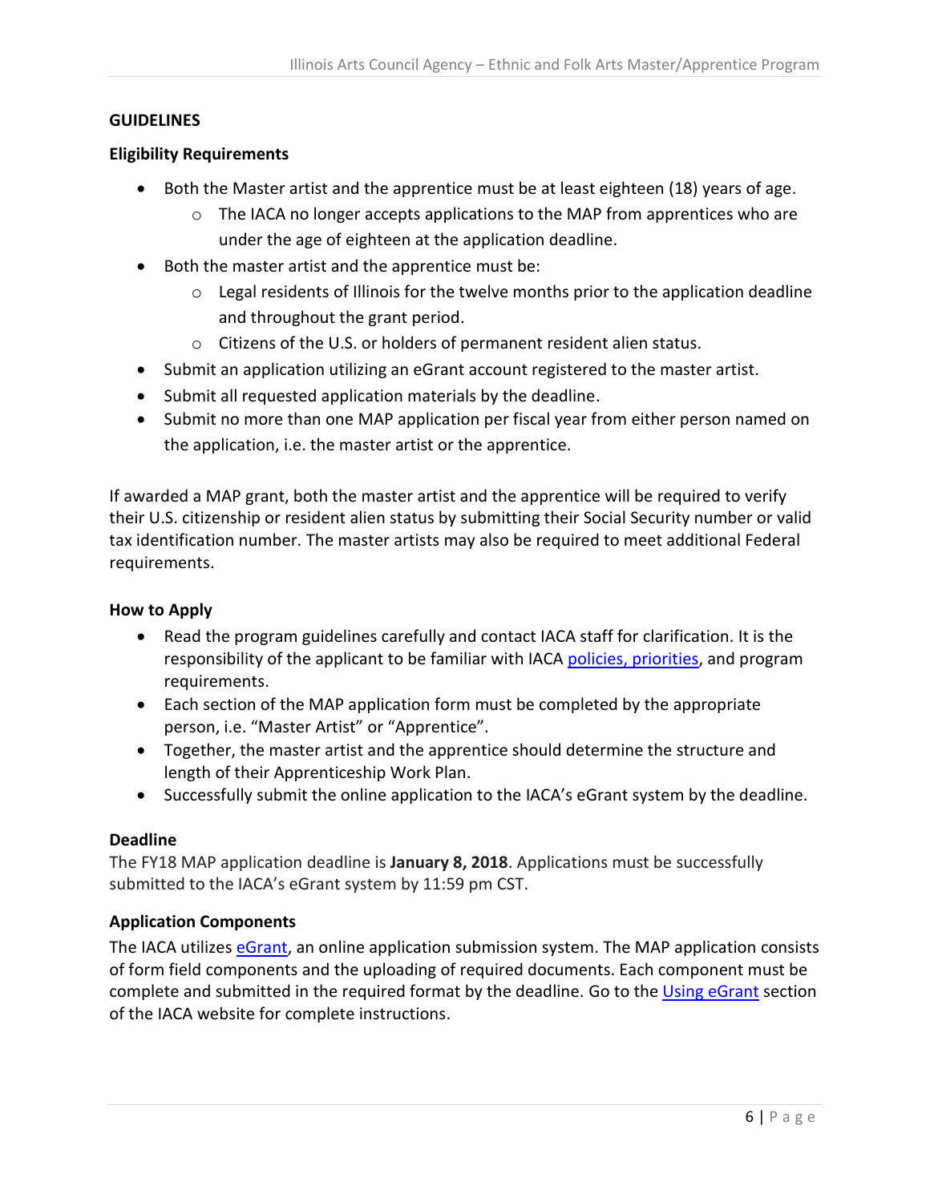## GUIDELINES

### Eligibility Requirements

- Both the Master artist and the apprentice must be at least eighteen (18) years of age.
  - The IACA no longer accepts applications to the MAP from apprentices who are under the age of eighteen at the application deadline.
- Both the master artist and the apprentice must be:
  - Legal residents of Illinois for the twelve months prior to the application deadline and throughout the grant period.
  - Citizens of the U.S. or holders of permanent resident alien status.
- Submit an application utilizing an eGrant account registered to the master artist.
- Submit all requested application materials by the deadline.
- Submit no more than one MAP application per fiscal year from either person named on the application, i.e. the master artist or the apprentice.

If awarded a MAP grant, both the master artist and the apprentice will be required to verify their U.S. citizenship or resident alien status by submitting their Social Security number or valid tax identification number. The master artists may also be required to meet additional Federal requirements.

### How to Apply

- Read the program guidelines carefully and contact IACA staff for clarification. It is the responsibility of the applicant to be familiar with IACA policies, priorities, and program requirements.
- Each section of the MAP application form must be completed by the appropriate person, i.e. "Master Artist" or "Apprentice".
- Together, the master artist and the apprentice should determine the structure and length of their Apprenticeship Work Plan.
- Successfully submit the online application to the IACA's eGrant system by the deadline.

### Deadline

The FY18 MAP application deadline is **January 8, 2018**. Applications must be successfully submitted to the IACA's eGrant system by 11:59 pm CST.

### Application Components

The IACA utilizes eGrant, an online application submission system. The MAP application consists of form field components and the uploading of required documents. Each component must be complete and submitted in the required format by the deadline. Go to the Using eGrant section of the IACA website for complete instructions.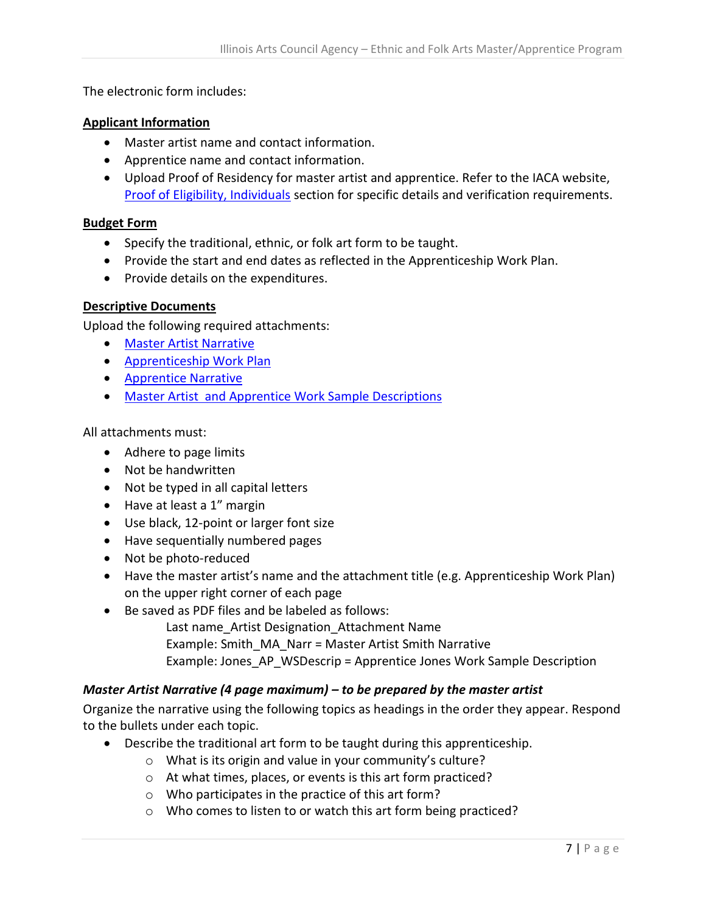The electronic form includes:

**Applicant Information**

- Master artist name and contact information.
- Apprentice name and contact information.
- Upload Proof of Residency for master artist and apprentice. Refer to the IACA website, Proof of Eligibility, Individuals section for specific details and verification requirements.

**Budget Form**

- Specify the traditional, ethnic, or folk art form to be taught.
- Provide the start and end dates as reflected in the Apprenticeship Work Plan.
- Provide details on the expenditures.

**Descriptive Documents**

Upload the following required attachments:

- Master Artist Narrative
- Apprenticeship Work Plan
- Apprentice Narrative
- Master Artist and Apprentice Work Sample Descriptions

All attachments must:

- Adhere to page limits
- Not be handwritten
- Not be typed in all capital letters
- Have at least a 1" margin
- Use black, 12-point or larger font size
- Have sequentially numbered pages
- Not be photo-reduced
- Have the master artist's name and the attachment title (e.g. Apprenticeship Work Plan) on the upper right corner of each page
- Be saved as PDF files and be labeled as follows:
  - Last name_Artist Designation_Attachment Name
  - Example: Smith_MA_Narr = Master Artist Smith Narrative
  - Example: Jones_AP_WSDescrip = Apprentice Jones Work Sample Description

***Master Artist Narrative (4 page maximum) – to be prepared by the master artist***

Organize the narrative using the following topics as headings in the order they appear. Respond to the bullets under each topic.

- Describe the traditional art form to be taught during this apprenticeship.
  - What is its origin and value in your community's culture?
  - At what times, places, or events is this art form practiced?
  - Who participates in the practice of this art form?
  - Who comes to listen to or watch this art form being practiced?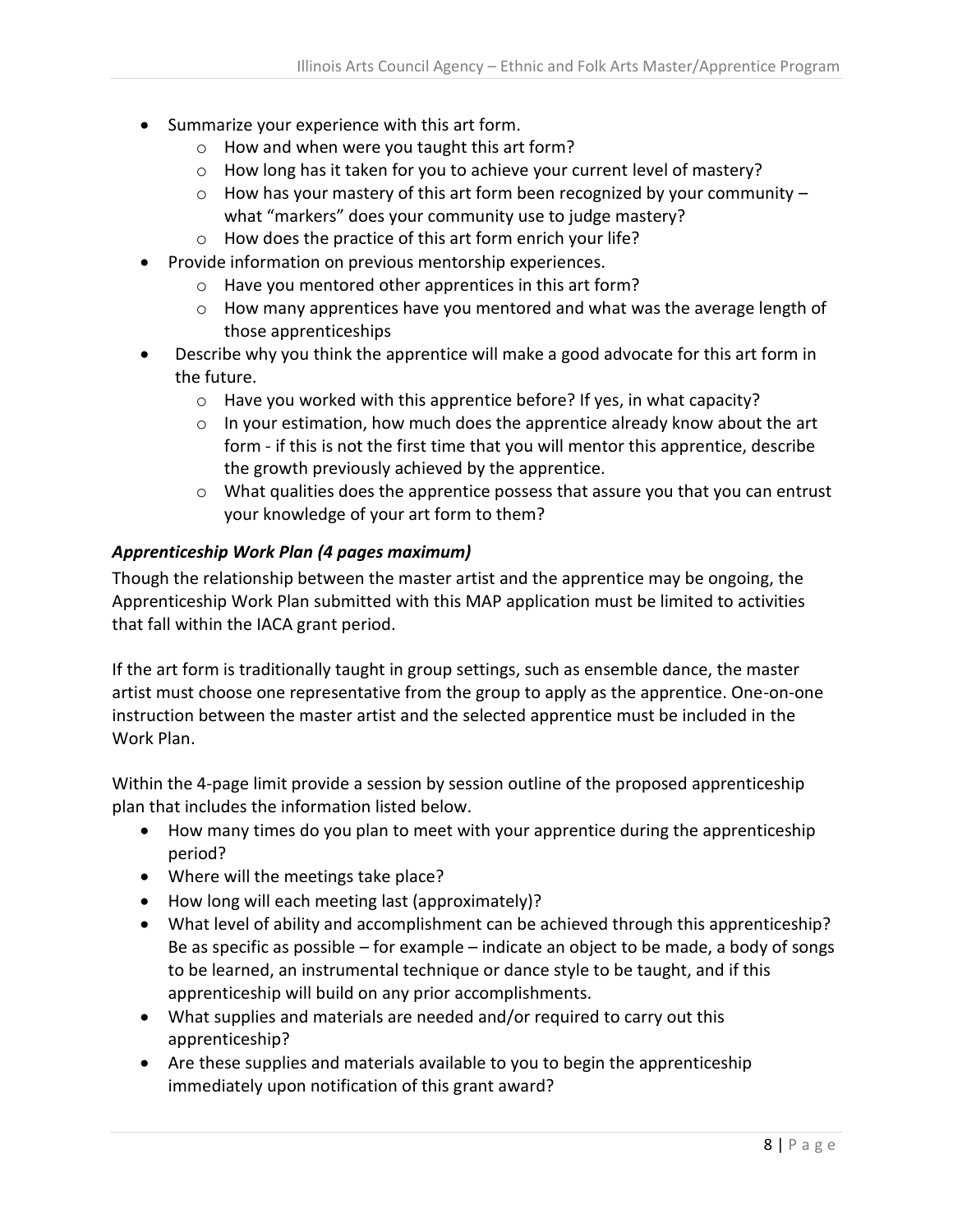- Summarize your experience with this art form.
  - How and when were you taught this art form?
  - How long has it taken for you to achieve your current level of mastery?
  - How has your mastery of this art form been recognized by your community – what "markers" does your community use to judge mastery?
  - How does the practice of this art form enrich your life?
- Provide information on previous mentorship experiences.
  - Have you mentored other apprentices in this art form?
  - How many apprentices have you mentored and what was the average length of those apprenticeships
- Describe why you think the apprentice will make a good advocate for this art form in the future.
  - Have you worked with this apprentice before? If yes, in what capacity?
  - In your estimation, how much does the apprentice already know about the art form - if this is not the first time that you will mentor this apprentice, describe the growth previously achieved by the apprentice.
  - What qualities does the apprentice possess that assure you that you can entrust your knowledge of your art form to them?

***Apprenticeship Work Plan (4 pages maximum)***

Though the relationship between the master artist and the apprentice may be ongoing, the Apprenticeship Work Plan submitted with this MAP application must be limited to activities that fall within the IACA grant period.

If the art form is traditionally taught in group settings, such as ensemble dance, the master artist must choose one representative from the group to apply as the apprentice. One-on-one instruction between the master artist and the selected apprentice must be included in the Work Plan.

Within the 4-page limit provide a session by session outline of the proposed apprenticeship plan that includes the information listed below.

- How many times do you plan to meet with your apprentice during the apprenticeship period?
- Where will the meetings take place?
- How long will each meeting last (approximately)?
- What level of ability and accomplishment can be achieved through this apprenticeship? Be as specific as possible – for example – indicate an object to be made, a body of songs to be learned, an instrumental technique or dance style to be taught, and if this apprenticeship will build on any prior accomplishments.
- What supplies and materials are needed and/or required to carry out this apprenticeship?
- Are these supplies and materials available to you to begin the apprenticeship immediately upon notification of this grant award?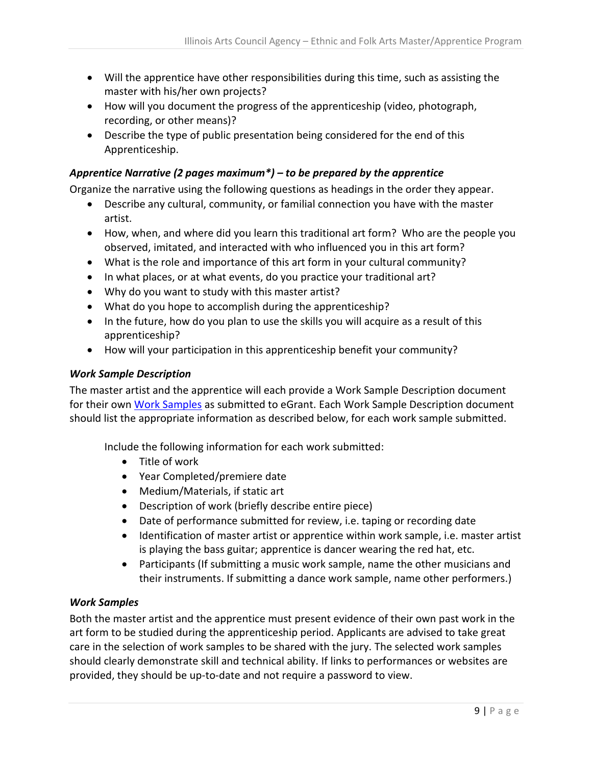- Will the apprentice have other responsibilities during this time, such as assisting the master with his/her own projects?
- How will you document the progress of the apprenticeship (video, photograph, recording, or other means)?
- Describe the type of public presentation being considered for the end of this Apprenticeship.

***Apprentice Narrative (2 pages maximum*) – to be prepared by the apprentice***

Organize the narrative using the following questions as headings in the order they appear.

- Describe any cultural, community, or familial connection you have with the master artist.
- How, when, and where did you learn this traditional art form? Who are the people you observed, imitated, and interacted with who influenced you in this art form?
- What is the role and importance of this art form in your cultural community?
- In what places, or at what events, do you practice your traditional art?
- Why do you want to study with this master artist?
- What do you hope to accomplish during the apprenticeship?
- In the future, how do you plan to use the skills you will acquire as a result of this apprenticeship?
- How will your participation in this apprenticeship benefit your community?

***Work Sample Description***

The master artist and the apprentice will each provide a Work Sample Description document for their own Work Samples as submitted to eGrant. Each Work Sample Description document should list the appropriate information as described below, for each work sample submitted.

Include the following information for each work submitted:

- Title of work
- Year Completed/premiere date
- Medium/Materials, if static art
- Description of work (briefly describe entire piece)
- Date of performance submitted for review, i.e. taping or recording date
- Identification of master artist or apprentice within work sample, i.e. master artist is playing the bass guitar; apprentice is dancer wearing the red hat, etc.
- Participants (If submitting a music work sample, name the other musicians and their instruments. If submitting a dance work sample, name other performers.)

***Work Samples***

Both the master artist and the apprentice must present evidence of their own past work in the art form to be studied during the apprenticeship period. Applicants are advised to take great care in the selection of work samples to be shared with the jury. The selected work samples should clearly demonstrate skill and technical ability. If links to performances or websites are provided, they should be up-to-date and not require a password to view.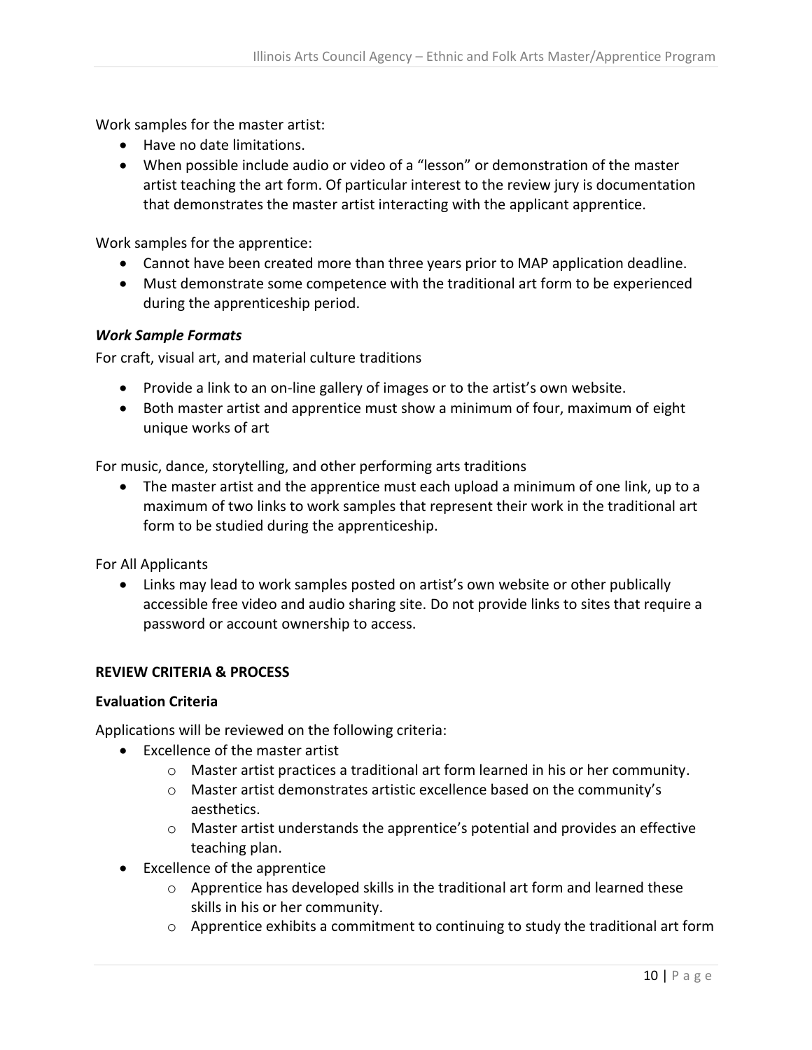Work samples for the master artist:

- Have no date limitations.
- When possible include audio or video of a "lesson" or demonstration of the master artist teaching the art form. Of particular interest to the review jury is documentation that demonstrates the master artist interacting with the applicant apprentice.

Work samples for the apprentice:

- Cannot have been created more than three years prior to MAP application deadline.
- Must demonstrate some competence with the traditional art form to be experienced during the apprenticeship period.

***Work Sample Formats***

For craft, visual art, and material culture traditions

- Provide a link to an on-line gallery of images or to the artist's own website.
- Both master artist and apprentice must show a minimum of four, maximum of eight unique works of art

For music, dance, storytelling, and other performing arts traditions

- The master artist and the apprentice must each upload a minimum of one link, up to a maximum of two links to work samples that represent their work in the traditional art form to be studied during the apprenticeship.

For All Applicants

- Links may lead to work samples posted on artist's own website or other publically accessible free video and audio sharing site. Do not provide links to sites that require a password or account ownership to access.

## REVIEW CRITERIA & PROCESS

### Evaluation Criteria

Applications will be reviewed on the following criteria:

- Excellence of the master artist
  - Master artist practices a traditional art form learned in his or her community.
  - Master artist demonstrates artistic excellence based on the community's aesthetics.
  - Master artist understands the apprentice's potential and provides an effective teaching plan.
- Excellence of the apprentice
  - Apprentice has developed skills in the traditional art form and learned these skills in his or her community.
  - Apprentice exhibits a commitment to continuing to study the traditional art form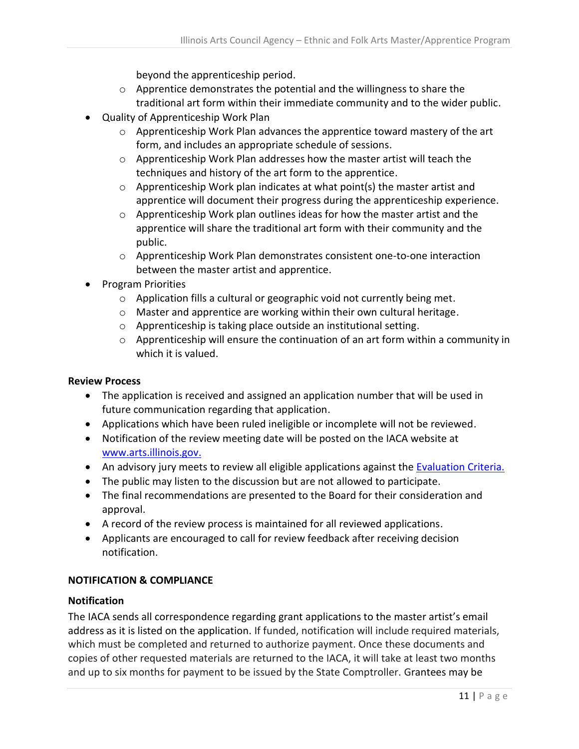beyond the apprenticeship period.
    - Apprentice demonstrates the potential and the willingness to share the traditional art form within their immediate community and to the wider public.
- Quality of Apprenticeship Work Plan
    - Apprenticeship Work Plan advances the apprentice toward mastery of the art form, and includes an appropriate schedule of sessions.
    - Apprenticeship Work Plan addresses how the master artist will teach the techniques and history of the art form to the apprentice.
    - Apprenticeship Work plan indicates at what point(s) the master artist and apprentice will document their progress during the apprenticeship experience.
    - Apprenticeship Work plan outlines ideas for how the master artist and the apprentice will share the traditional art form with their community and the public.
    - Apprenticeship Work Plan demonstrates consistent one-to-one interaction between the master artist and apprentice.
- Program Priorities
    - Application fills a cultural or geographic void not currently being met.
    - Master and apprentice are working within their own cultural heritage.
    - Apprenticeship is taking place outside an institutional setting.
    - Apprenticeship will ensure the continuation of an art form within a community in which it is valued.

### Review Process

- The application is received and assigned an application number that will be used in future communication regarding that application.
- Applications which have been ruled ineligible or incomplete will not be reviewed.
- Notification of the review meeting date will be posted on the IACA website at [www.arts.illinois.gov.](http://www.arts.illinois.gov)
- An advisory jury meets to review all eligible applications against the [Evaluation Criteria.]()
- The public may listen to the discussion but are not allowed to participate.
- The final recommendations are presented to the Board for their consideration and approval.
- A record of the review process is maintained for all reviewed applications.
- Applicants are encouraged to call for review feedback after receiving decision notification.

## NOTIFICATION & COMPLIANCE

### Notification

The IACA sends all correspondence regarding grant applications to the master artist's email address as it is listed on the application. If funded, notification will include required materials, which must be completed and returned to authorize payment. Once these documents and copies of other requested materials are returned to the IACA, it will take at least two months and up to six months for payment to be issued by the State Comptroller. Grantees may be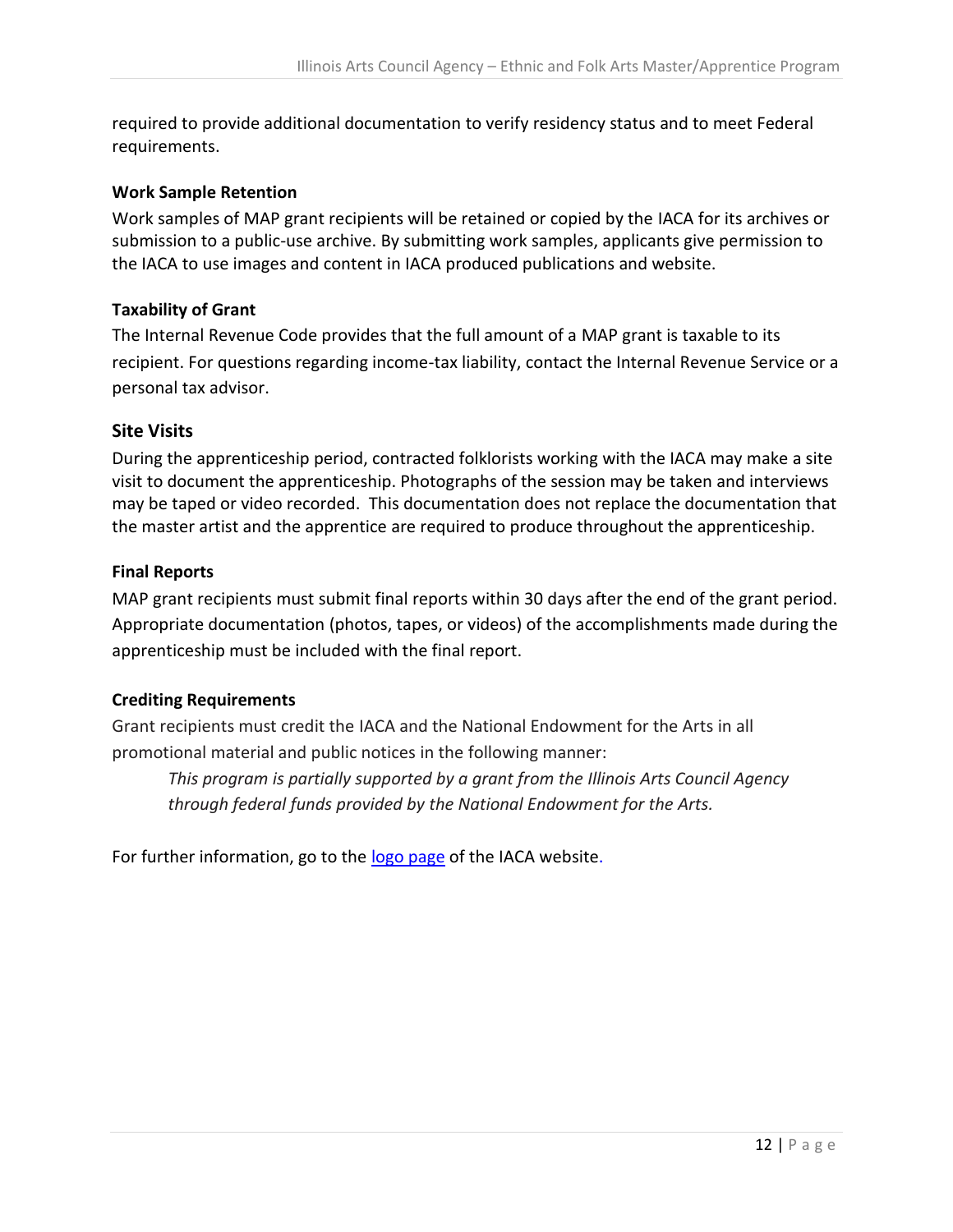required to provide additional documentation to verify residency status and to meet Federal requirements.

### Work Sample Retention

Work samples of MAP grant recipients will be retained or copied by the IACA for its archives or submission to a public-use archive. By submitting work samples, applicants give permission to the IACA to use images and content in IACA produced publications and website.

### Taxability of Grant

The Internal Revenue Code provides that the full amount of a MAP grant is taxable to its recipient. For questions regarding income-tax liability, contact the Internal Revenue Service or a personal tax advisor.

## Site Visits

During the apprenticeship period, contracted folklorists working with the IACA may make a site visit to document the apprenticeship. Photographs of the session may be taken and interviews may be taped or video recorded. This documentation does not replace the documentation that the master artist and the apprentice are required to produce throughout the apprenticeship.

### Final Reports

MAP grant recipients must submit final reports within 30 days after the end of the grant period. Appropriate documentation (photos, tapes, or videos) of the accomplishments made during the apprenticeship must be included with the final report.

### Crediting Requirements

Grant recipients must credit the IACA and the National Endowment for the Arts in all promotional material and public notices in the following manner:

> *This program is partially supported by a grant from the Illinois Arts Council Agency through federal funds provided by the National Endowment for the Arts.*

For further information, go to the logo page of the IACA website.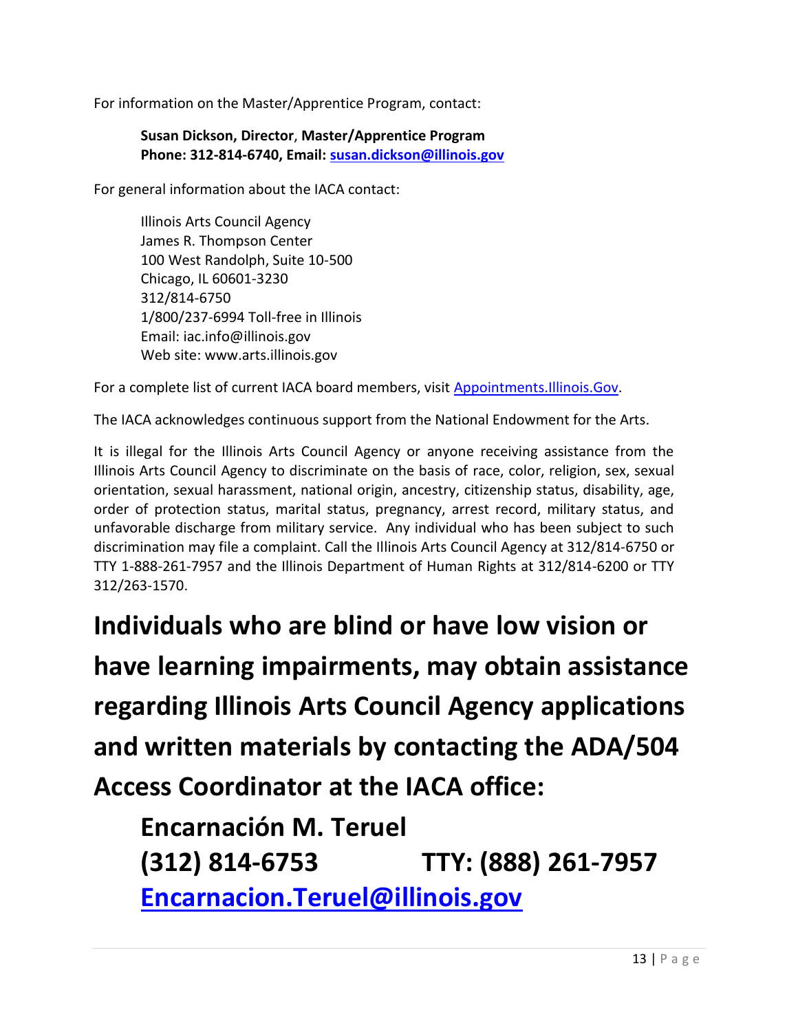For information on the Master/Apprentice Program, contact:

**Susan Dickson, Director**, **Master/Apprentice Program**
**Phone: 312-814-6740, Email: [susan.dickson@illinois.gov](mailto:susan.dickson@illinois.gov)**

For general information about the IACA contact:

Illinois Arts Council Agency
James R. Thompson Center
100 West Randolph, Suite 10-500
Chicago, IL 60601-3230
312/814-6750
1/800/237-6994 Toll-free in Illinois
Email: iac.info@illinois.gov
Web site: www.arts.illinois.gov

For a complete list of current IACA board members, visit Appointments.Illinois.Gov.

The IACA acknowledges continuous support from the National Endowment for the Arts.

It is illegal for the Illinois Arts Council Agency or anyone receiving assistance from the Illinois Arts Council Agency to discriminate on the basis of race, color, religion, sex, sexual orientation, sexual harassment, national origin, ancestry, citizenship status, disability, age, order of protection status, marital status, pregnancy, arrest record, military status, and unfavorable discharge from military service. Any individual who has been subject to such discrimination may file a complaint. Call the Illinois Arts Council Agency at 312/814-6750 or TTY 1-888-261-7957 and the Illinois Department of Human Rights at 312/814-6200 or TTY 312/263-1570.

## Individuals who are blind or have low vision or have learning impairments, may obtain assistance regarding Illinois Arts Council Agency applications and written materials by contacting the ADA/504 Access Coordinator at the IACA office:

**Encarnación M. Teruel**
**(312) 814-6753 TTY: (888) 261-7957**
**[Encarnacion.Teruel@illinois.gov](mailto:Encarnacion.Teruel@illinois.gov)**